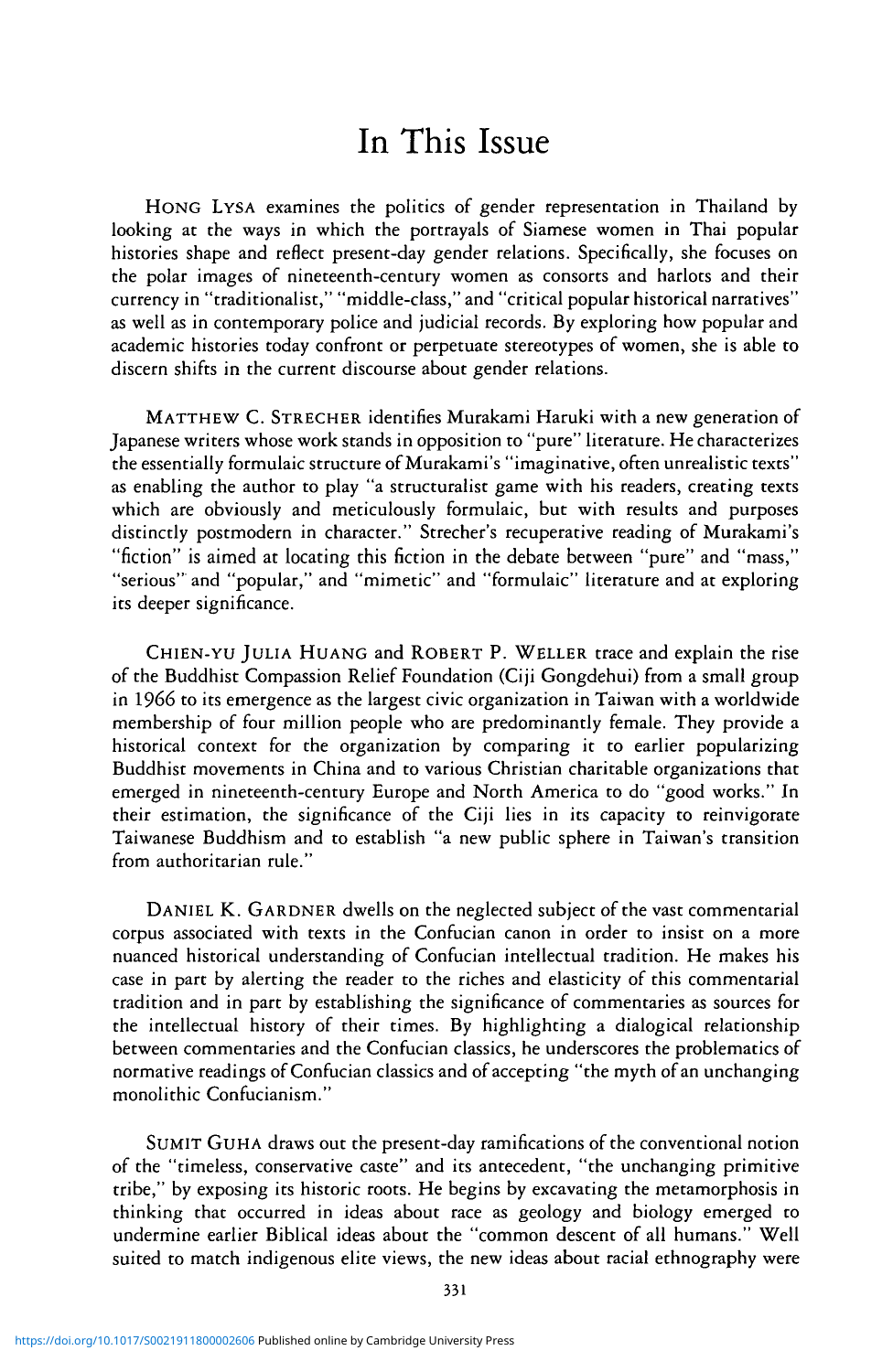# In This Issue

HONG LYSA examines the politics of gender representation in Thailand by looking at the ways in which the portrayals of Siamese women in Thai popular histories shape and reflect present-day gender relations. Specifically, she focuses on the polar images of nineteenth-century women as consorts and harlots and their currency in "traditionalist," "middle-class," and "critical popular historical narratives" as well as in contemporary police and judicial records. By exploring how popular and academic histories today confront or perpetuate stereotypes of women, she is able to discern shifts in the current discourse about gender relations.

MATTHEW C. STRECHER identifies Murakami Haruki with a new generation of Japanese writers whose work stands in opposition to "pure" literature. He characterizes the essentially formulaic structure of Murakami's "imaginative, often unrealistic texts" as enabling the author to play "a structuralist game with his readers, creating texts which are obviously and meticulously formulaic, but with results and purposes distinctly postmodern in character." Strecher's recuperative reading of Murakami's "fiction" is aimed at locating this fiction in the debate between "pure" and "mass," "serious" and "popular," and "mimetic" and "formulaic" literature and at exploring its deeper significance.

CHIEN-YU JULIA HUANG and ROBERT P. WELLER trace and explain the rise of the Buddhist Compassion Relief Foundation (Ciji Gongdehui) from a small group in 1966 to its emergence as the largest civic organization in Taiwan with a worldwide membership of four million people who are predominantly female. They provide a historical context for the organization by comparing it to earlier popularizing Buddhist movements in China and to various Christian charitable organizations that emerged in nineteenth-century Europe and North America to do "good works." In their estimation, the significance of the Ciji lies in its capacity to reinvigorate Taiwanese Buddhism and to establish "a new public sphere in Taiwan's transition from authoritarian rule."

DANIEL K. GARDNER dwells on the neglected subject of the vast commentarial corpus associated with texts in the Confucian canon in order to insist on a more nuanced historical understanding of Confucian intellectual tradition. He makes his case in part by alerting the reader to the riches and elasticity of this commentarial tradition and in part by establishing the significance of commentaries as sources for the intellectual history of their times. By highlighting a dialogical relationship between commentaries and the Confucian classics, he underscores the problematics of normative readings of Confucian classics and of accepting "the myth of an unchanging monolithic Confucianism."

SUMIT GUHA draws out the present-day ramifications of the conventional notion of the "timeless, conservative caste" and its antecedent, "the unchanging primitive tribe," by exposing its historic roots. He begins by excavating the metamorphosis in thinking that occurred in ideas about race as geology and biology emerged to undermine earlier Biblical ideas about the "common descent of all humans." Well suited to match indigenous elite views, the new ideas about racial ethnography were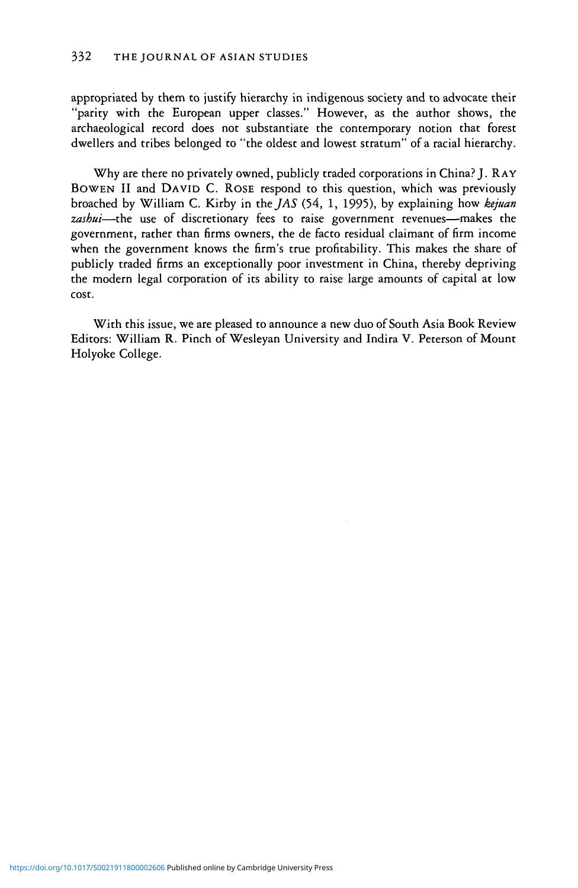appropriated by them to justify hierarchy in indigenous society and to advocate their "parity with the European upper classes." However, as the author shows, the archaeological record does not substantiate the contemporary notion that forest dwellers and tribes belonged to "the oldest and lowest stratum" of a racial hierarchy.

Why are there no privately owned, publicly traded corporations in China? J. RAY BOWEN II and DAVID C. ROSE respond to this question, which was previously broached by William C. Kirby in the *JAS* (54, 1, 1995), by explaining how *kejuan zashui*—the use of discretionary fees to raise government revenues—makes the government, rather than firms owners, the de facto residual claimant of firm income when the government knows the firm's true profitability. This makes the share of publicly traded firms an exceptionally poor investment in China, thereby depriving the modern legal corporation of its ability to raise large amounts of capital at low cost.

With this issue, we are pleased to announce a new duo of South Asia Book Review Editors: William R. Pinch of Wesleyan University and Indira V. Peterson of Mount Holyoke College.